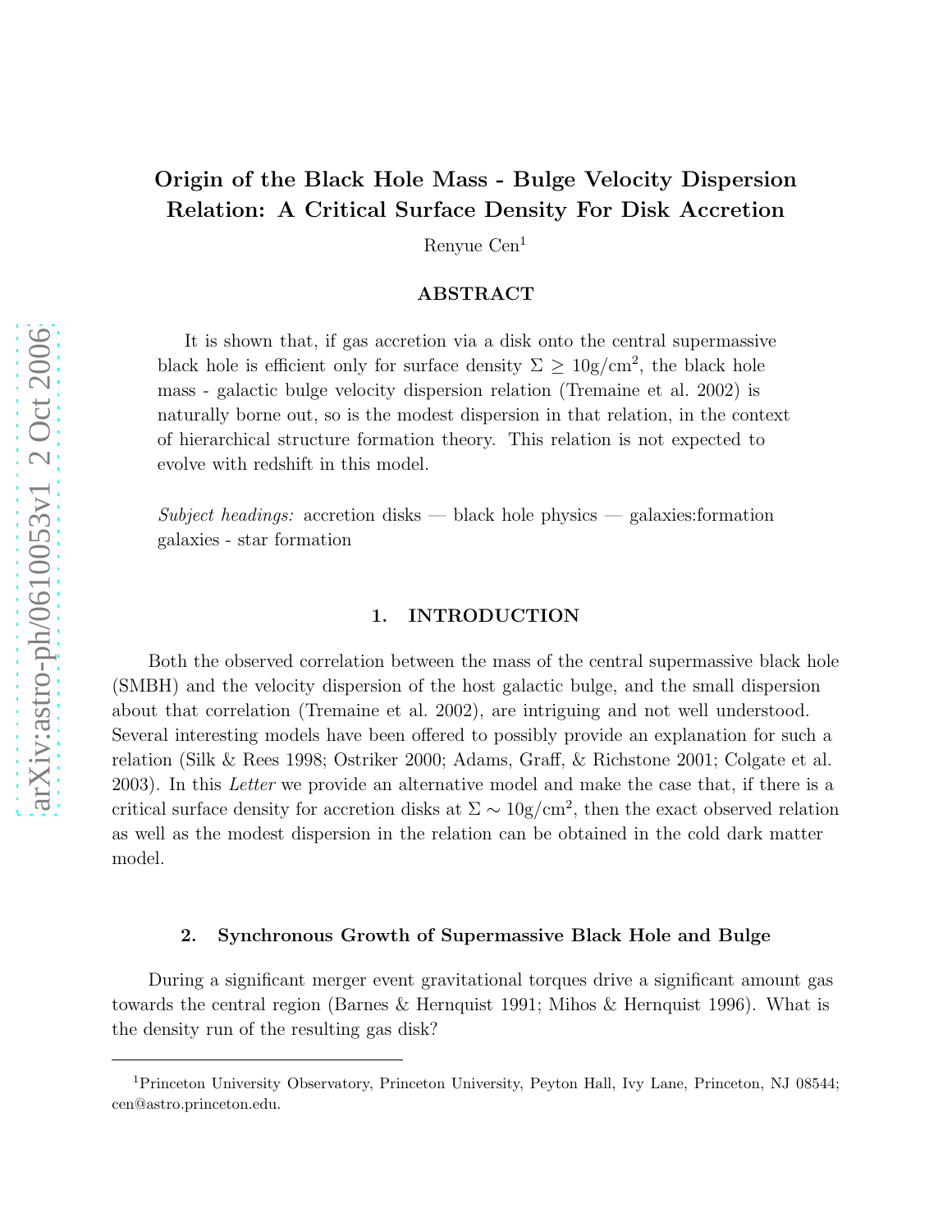# Origin of the Black Hole Mass - Bulge Velocity Dispersion Relation: A Critical Surface Density For Disk Accretion

Renyue Cen[1]

## ABSTRACT

It is shown that, if gas accretion via a disk onto the central supermassive black hole is efficient only for surface density $\Sigma \geq 10\mathrm{g/cm}^2$, the black hole mass - galactic bulge velocity dispersion relation (Tremaine et al. 2002) is naturally borne out, so is the modest dispersion in that relation, in the context of hierarchical structure formation theory. This relation is not expected to evolve with redshift in this model.

*Subject headings:* accretion disks — black hole physics — galaxies:formation galaxies - star formation

## 1. INTRODUCTION

Both the observed correlation between the mass of the central supermassive black hole (SMBH) and the velocity dispersion of the host galactic bulge, and the small dispersion about that correlation (Tremaine et al. 2002), are intriguing and not well understood. Several interesting models have been offered to possibly provide an explanation for such a relation (Silk & Rees 1998; Ostriker 2000; Adams, Graff, & Richstone 2001; Colgate et al. 2003). In this *Letter* we provide an alternative model and make the case that, if there is a critical surface density for accretion disks at $\Sigma \sim 10\mathrm{g/cm}^2$, then the exact observed relation as well as the modest dispersion in the relation can be obtained in the cold dark matter model.

## 2. Synchronous Growth of Supermassive Black Hole and Bulge

During a significant merger event gravitational torques drive a significant amount gas towards the central region (Barnes & Hernquist 1991; Mihos & Hernquist 1996). What is the density run of the resulting gas disk?

---

[1]Princeton University Observatory, Princeton University, Peyton Hall, Ivy Lane, Princeton, NJ 08544; cen@astro.princeton.edu.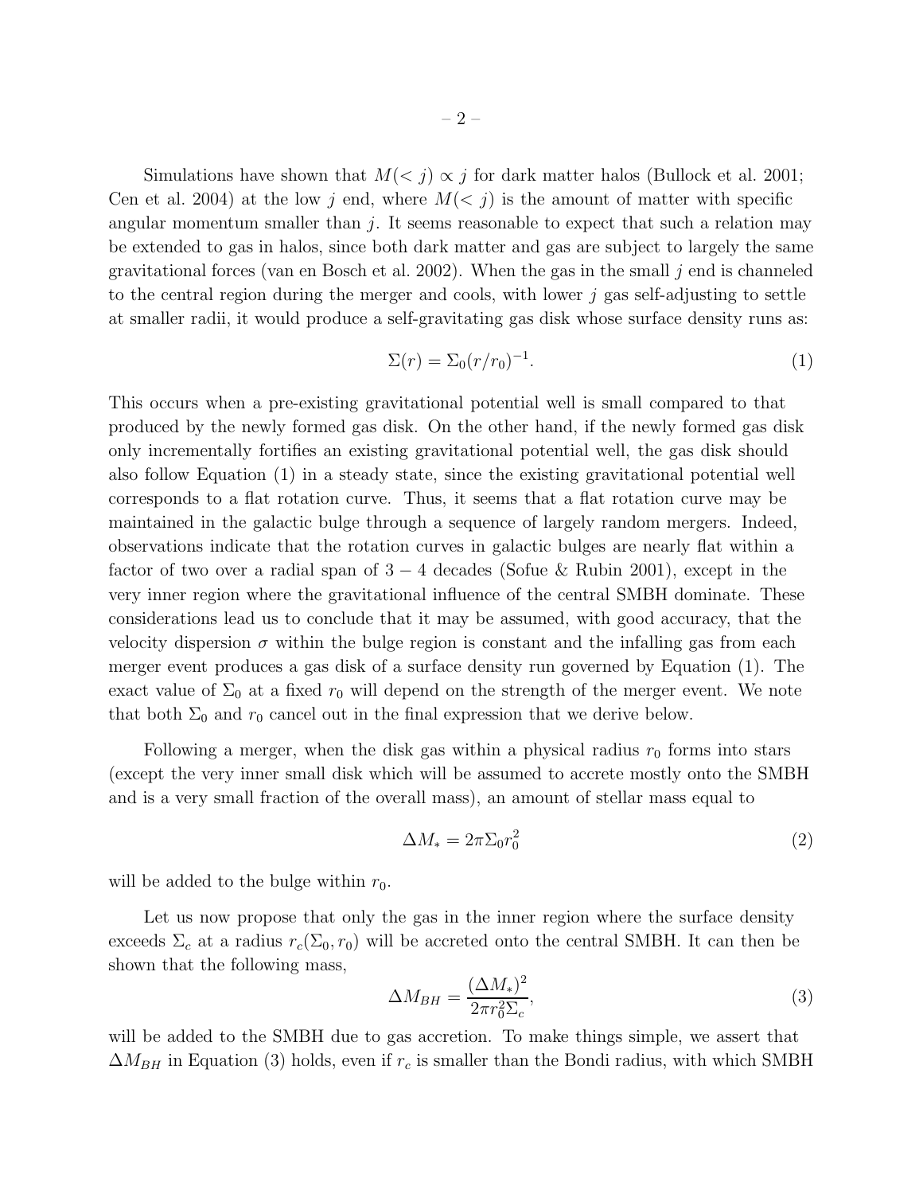Simulations have shown that $M(<j) \propto j$ for dark matter halos (Bullock et al. 2001; Cen et al. 2004) at the low $j$ end, where $M(<j)$ is the amount of matter with specific angular momentum smaller than $j$. It seems reasonable to expect that such a relation may be extended to gas in halos, since both dark matter and gas are subject to largely the same gravitational forces (van en Bosch et al. 2002). When the gas in the small $j$ end is channeled to the central region during the merger and cools, with lower $j$ gas self-adjusting to settle at smaller radii, it would produce a self-gravitating gas disk whose surface density runs as:

$$\Sigma(r) = \Sigma_0 (r/r_0)^{-1}. \tag{1}$$

This occurs when a pre-existing gravitational potential well is small compared to that produced by the newly formed gas disk. On the other hand, if the newly formed gas disk only incrementally fortifies an existing gravitational potential well, the gas disk should also follow Equation (1) in a steady state, since the existing gravitational potential well corresponds to a flat rotation curve. Thus, it seems that a flat rotation curve may be maintained in the galactic bulge through a sequence of largely random mergers. Indeed, observations indicate that the rotation curves in galactic bulges are nearly flat within a factor of two over a radial span of $3-4$ decades (Sofue & Rubin 2001), except in the very inner region where the gravitational influence of the central SMBH dominate. These considerations lead us to conclude that it may be assumed, with good accuracy, that the velocity dispersion $\sigma$ within the bulge region is constant and the infalling gas from each merger event produces a gas disk of a surface density run governed by Equation (1). The exact value of $\Sigma_0$ at a fixed $r_0$ will depend on the strength of the merger event. We note that both $\Sigma_0$ and $r_0$ cancel out in the final expression that we derive below.

Following a merger, when the disk gas within a physical radius $r_0$ forms into stars (except the very inner small disk which will be assumed to accrete mostly onto the SMBH and is a very small fraction of the overall mass), an amount of stellar mass equal to

$$\Delta M_* = 2\pi \Sigma_0 r_0^2 \tag{2}$$

will be added to the bulge within $r_0$.

Let us now propose that only the gas in the inner region where the surface density exceeds $\Sigma_c$ at a radius $r_c(\Sigma_0, r_0)$ will be accreted onto the central SMBH. It can then be shown that the following mass,

$$\Delta M_{BH} = \frac{(\Delta M_*)^2}{2\pi r_0^2 \Sigma_c}, \tag{3}$$

will be added to the SMBH due to gas accretion. To make things simple, we assert that $\Delta M_{BH}$ in Equation (3) holds, even if $r_c$ is smaller than the Bondi radius, with which SMBH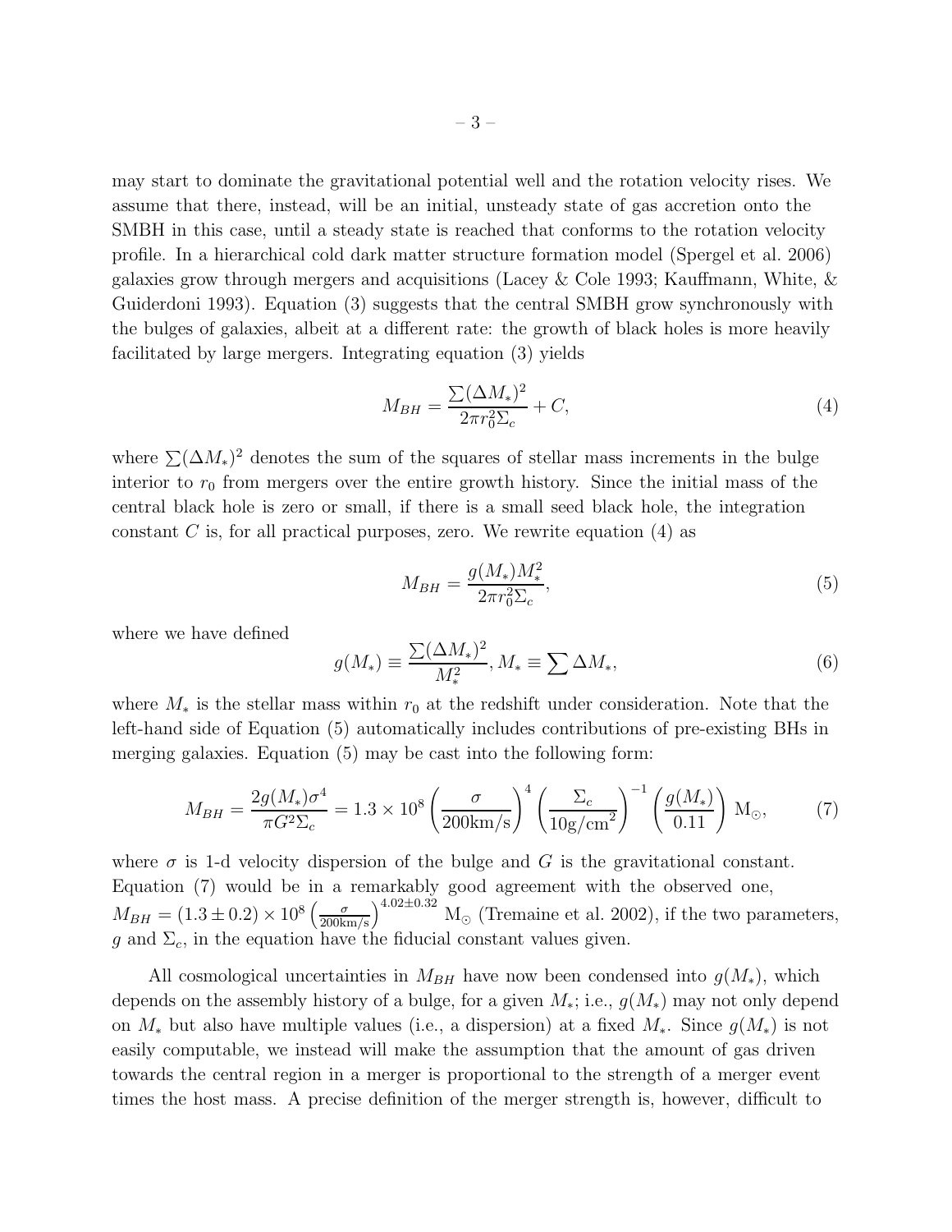may start to dominate the gravitational potential well and the rotation velocity rises. We assume that there, instead, will be an initial, unsteady state of gas accretion onto the SMBH in this case, until a steady state is reached that conforms to the rotation velocity profile. In a hierarchical cold dark matter structure formation model (Spergel et al. 2006) galaxies grow through mergers and acquisitions (Lacey & Cole 1993; Kauffmann, White, & Guiderdoni 1993). Equation (3) suggests that the central SMBH grow synchronously with the bulges of galaxies, albeit at a different rate: the growth of black holes is more heavily facilitated by large mergers. Integrating equation (3) yields

$$M_{BH} = \frac{\sum(\Delta M_*)^2}{2\pi r_0^2 \Sigma_c} + C, \tag{4}$$

where $\sum(\Delta M_*)^2$ denotes the sum of the squares of stellar mass increments in the bulge interior to $r_0$ from mergers over the entire growth history. Since the initial mass of the central black hole is zero or small, if there is a small seed black hole, the integration constant $C$ is, for all practical purposes, zero. We rewrite equation (4) as

$$M_{BH} = \frac{g(M_*) M_*^2}{2\pi r_0^2 \Sigma_c}, \tag{5}$$

where we have defined

$$g(M_*) \equiv \frac{\sum(\Delta M_*)^2}{M_*^2}, M_* \equiv \sum \Delta M_*, \tag{6}$$

where $M_*$ is the stellar mass within $r_0$ at the redshift under consideration. Note that the left-hand side of Equation (5) automatically includes contributions of pre-existing BHs in merging galaxies. Equation (5) may be cast into the following form:

$$M_{BH} = \frac{2g(M_*)\sigma^4}{\pi G^2 \Sigma_c} = 1.3 \times 10^8 \left(\frac{\sigma}{200\text{km/s}}\right)^4 \left(\frac{\Sigma_c}{10\text{g/cm}^2}\right)^{-1} \left(\frac{g(M_*)}{0.11}\right) \text{M}_\odot, \tag{7}$$

where $\sigma$ is 1-d velocity dispersion of the bulge and $G$ is the gravitational constant. Equation (7) would be in a remarkably good agreement with the observed one, $M_{BH} = (1.3 \pm 0.2) \times 10^8 \left(\frac{\sigma}{200\text{km/s}}\right)^{4.02\pm0.32}$ $\text{M}_\odot$ (Tremaine et al. 2002), if the two parameters, $g$ and $\Sigma_c$, in the equation have the fiducial constant values given.

All cosmological uncertainties in $M_{BH}$ have now been condensed into $g(M_*)$, which depends on the assembly history of a bulge, for a given $M_*$; i.e., $g(M_*)$ may not only depend on $M_*$ but also have multiple values (i.e., a dispersion) at a fixed $M_*$. Since $g(M_*)$ is not easily computable, we instead will make the assumption that the amount of gas driven towards the central region in a merger is proportional to the strength of a merger event times the host mass. A precise definition of the merger strength is, however, difficult to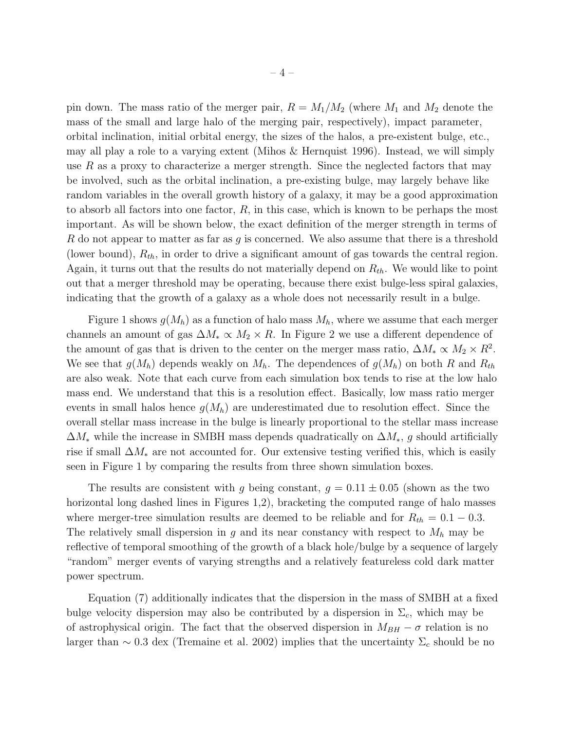pin down. The mass ratio of the merger pair, $R = M_1/M_2$ (where $M_1$ and $M_2$ denote the mass of the small and large halo of the merging pair, respectively), impact parameter, orbital inclination, initial orbital energy, the sizes of the halos, a pre-existent bulge, etc., may all play a role to a varying extent (Mihos & Hernquist 1996). Instead, we will simply use $R$ as a proxy to characterize a merger strength. Since the neglected factors that may be involved, such as the orbital inclination, a pre-existing bulge, may largely behave like random variables in the overall growth history of a galaxy, it may be a good approximation to absorb all factors into one factor, $R$, in this case, which is known to be perhaps the most important. As will be shown below, the exact definition of the merger strength in terms of $R$ do not appear to matter as far as $g$ is concerned. We also assume that there is a threshold (lower bound), $R_{th}$, in order to drive a significant amount of gas towards the central region. Again, it turns out that the results do not materially depend on $R_{th}$. We would like to point out that a merger threshold may be operating, because there exist bulge-less spiral galaxies, indicating that the growth of a galaxy as a whole does not necessarily result in a bulge.

Figure 1 shows $g(M_h)$ as a function of halo mass $M_h$, where we assume that each merger channels an amount of gas $\Delta M_* \propto M_2 \times R$. In Figure 2 we use a different dependence of the amount of gas that is driven to the center on the merger mass ratio, $\Delta M_* \propto M_2 \times R^2$. We see that $g(M_h)$ depends weakly on $M_h$. The dependences of $g(M_h)$ on both $R$ and $R_{th}$ are also weak. Note that each curve from each simulation box tends to rise at the low halo mass end. We understand that this is a resolution effect. Basically, low mass ratio merger events in small halos hence $g(M_h)$ are underestimated due to resolution effect. Since the overall stellar mass increase in the bulge is linearly proportional to the stellar mass increase $\Delta M_*$ while the increase in SMBH mass depends quadratically on $\Delta M_*$, $g$ should artificially rise if small $\Delta M_*$ are not accounted for. Our extensive testing verified this, which is easily seen in Figure 1 by comparing the results from three shown simulation boxes.

The results are consistent with $g$ being constant, $g = 0.11 \pm 0.05$ (shown as the two horizontal long dashed lines in Figures 1,2), bracketing the computed range of halo masses where merger-tree simulation results are deemed to be reliable and for $R_{th} = 0.1 - 0.3$. The relatively small dispersion in $g$ and its near constancy with respect to $M_h$ may be reflective of temporal smoothing of the growth of a black hole/bulge by a sequence of largely "random" merger events of varying strengths and a relatively featureless cold dark matter power spectrum.

Equation (7) additionally indicates that the dispersion in the mass of SMBH at a fixed bulge velocity dispersion may also be contributed by a dispersion in $\Sigma_c$, which may be of astrophysical origin. The fact that the observed dispersion in $M_{BH} - \sigma$ relation is no larger than $\sim 0.3$ dex (Tremaine et al. 2002) implies that the uncertainty $\Sigma_c$ should be no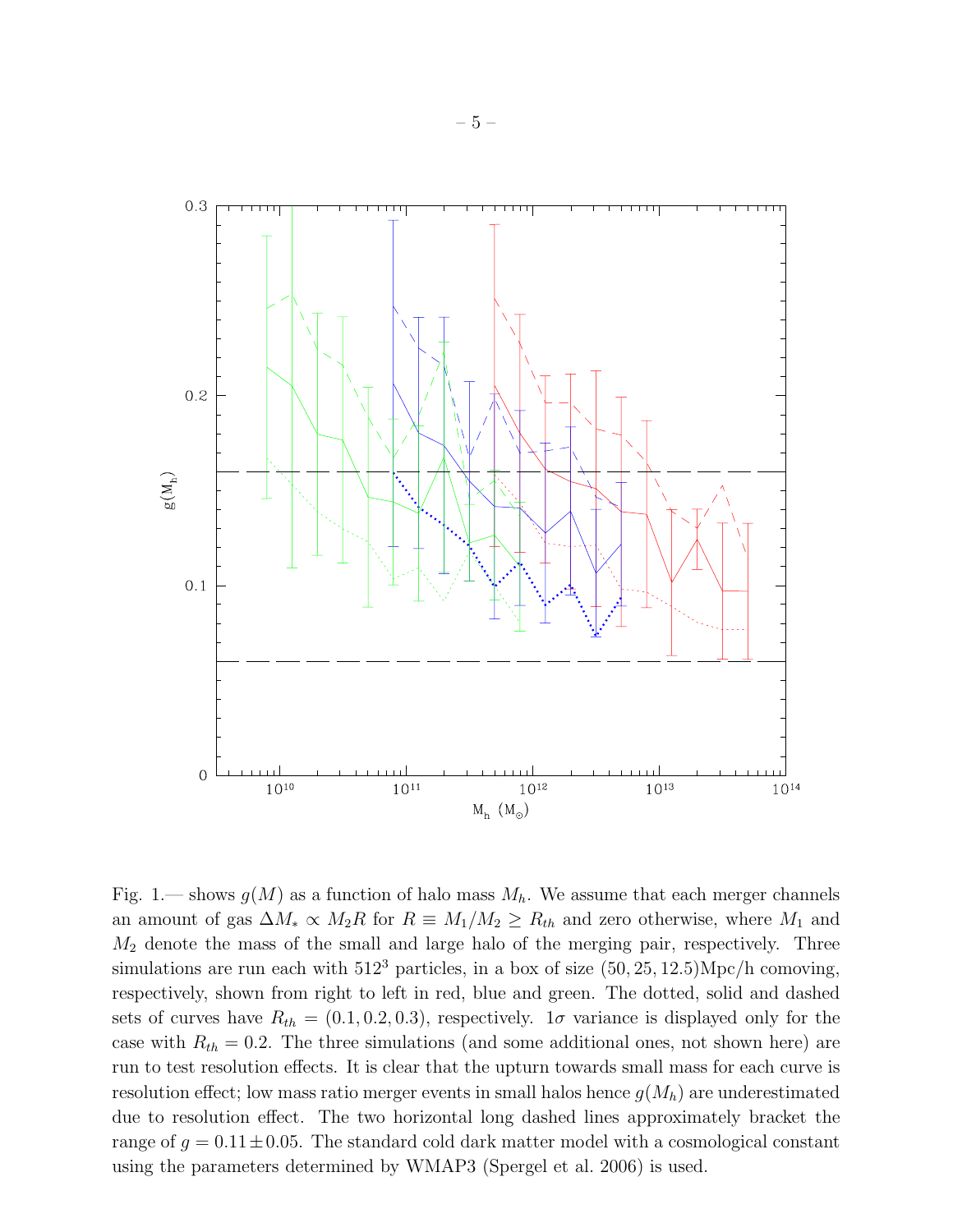Fig. 1.— shows $g(M)$ as a function of halo mass $M_h$. We assume that each merger channels an amount of gas $\Delta M_* \propto M_2 R$ for $R \equiv M_1/M_2 \geq R_{th}$ and zero otherwise, where $M_1$ and $M_2$ denote the mass of the small and large halo of the merging pair, respectively. Three simulations are run each with $512^3$ particles, in a box of size $(50, 25, 12.5)$Mpc/h comoving, respectively, shown from right to left in red, blue and green. The dotted, solid and dashed sets of curves have $R_{th} = (0.1, 0.2, 0.3)$, respectively. $1\sigma$ variance is displayed only for the case with $R_{th} = 0.2$. The three simulations (and some additional ones, not shown here) are run to test resolution effects. It is clear that the upturn towards small mass for each curve is resolution effect; low mass ratio merger events in small halos hence $g(M_h)$ are underestimated due to resolution effect. The two horizontal long dashed lines approximately bracket the range of $g = 0.11 \pm 0.05$. The standard cold dark matter model with a cosmological constant using the parameters determined by WMAP3 (Spergel et al. 2006) is used.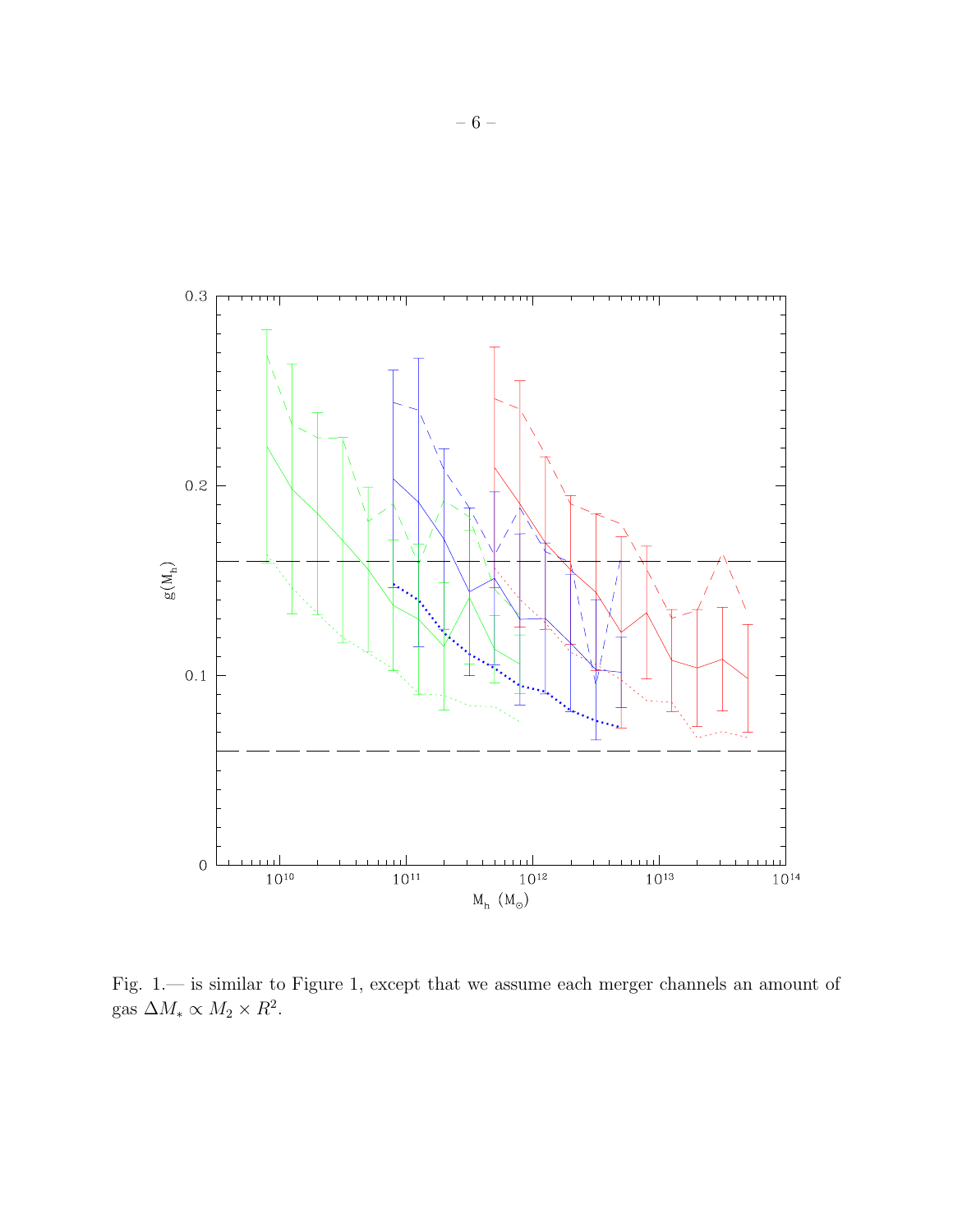Fig. 1.— is similar to Figure 1, except that we assume each merger channels an amount of gas $\Delta M_* \propto M_2 \times R^2$.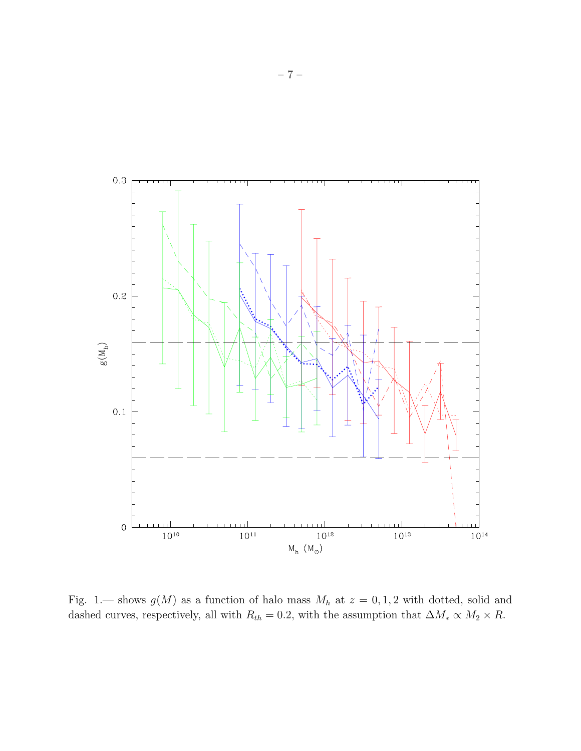Fig. 1.— shows $g(M)$ as a function of halo mass $M_h$ at $z = 0, 1, 2$ with dotted, solid and dashed curves, respectively, all with $R_{th} = 0.2$, with the assumption that $\Delta M_* \propto M_2 \times R$.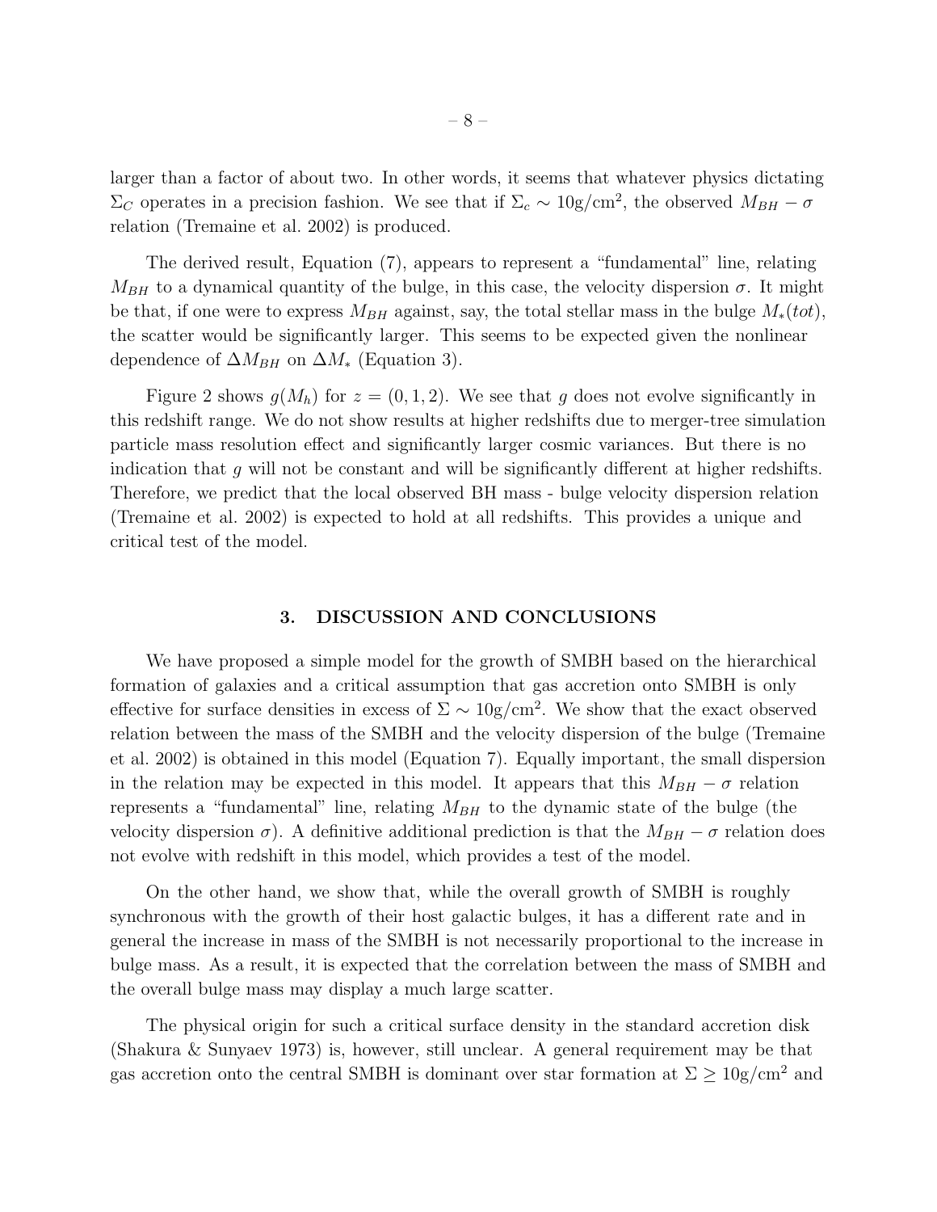larger than a factor of about two. In other words, it seems that whatever physics dictating $\Sigma_C$ operates in a precision fashion. We see that if $\Sigma_c \sim 10\mathrm{g/cm^2}$, the observed $M_{BH} - \sigma$ relation (Tremaine et al. 2002) is produced.

The derived result, Equation (7), appears to represent a "fundamental" line, relating $M_{BH}$ to a dynamical quantity of the bulge, in this case, the velocity dispersion $\sigma$. It might be that, if one were to express $M_{BH}$ against, say, the total stellar mass in the bulge $M_*(tot)$, the scatter would be significantly larger. This seems to be expected given the nonlinear dependence of $\Delta M_{BH}$ on $\Delta M_*$ (Equation 3).

Figure 2 shows $g(M_h)$ for $z = (0, 1, 2)$. We see that $g$ does not evolve significantly in this redshift range. We do not show results at higher redshifts due to merger-tree simulation particle mass resolution effect and significantly larger cosmic variances. But there is no indication that $g$ will not be constant and will be significantly different at higher redshifts. Therefore, we predict that the local observed BH mass - bulge velocity dispersion relation (Tremaine et al. 2002) is expected to hold at all redshifts. This provides a unique and critical test of the model.

## 3. DISCUSSION AND CONCLUSIONS

We have proposed a simple model for the growth of SMBH based on the hierarchical formation of galaxies and a critical assumption that gas accretion onto SMBH is only effective for surface densities in excess of $\Sigma \sim 10\mathrm{g/cm^2}$. We show that the exact observed relation between the mass of the SMBH and the velocity dispersion of the bulge (Tremaine et al. 2002) is obtained in this model (Equation 7). Equally important, the small dispersion in the relation may be expected in this model. It appears that this $M_{BH} - \sigma$ relation represents a "fundamental" line, relating $M_{BH}$ to the dynamic state of the bulge (the velocity dispersion $\sigma$). A definitive additional prediction is that the $M_{BH} - \sigma$ relation does not evolve with redshift in this model, which provides a test of the model.

On the other hand, we show that, while the overall growth of SMBH is roughly synchronous with the growth of their host galactic bulges, it has a different rate and in general the increase in mass of the SMBH is not necessarily proportional to the increase in bulge mass. As a result, it is expected that the correlation between the mass of SMBH and the overall bulge mass may display a much large scatter.

The physical origin for such a critical surface density in the standard accretion disk (Shakura & Sunyaev 1973) is, however, still unclear. A general requirement may be that gas accretion onto the central SMBH is dominant over star formation at $\Sigma \geq 10\mathrm{g/cm^2}$ and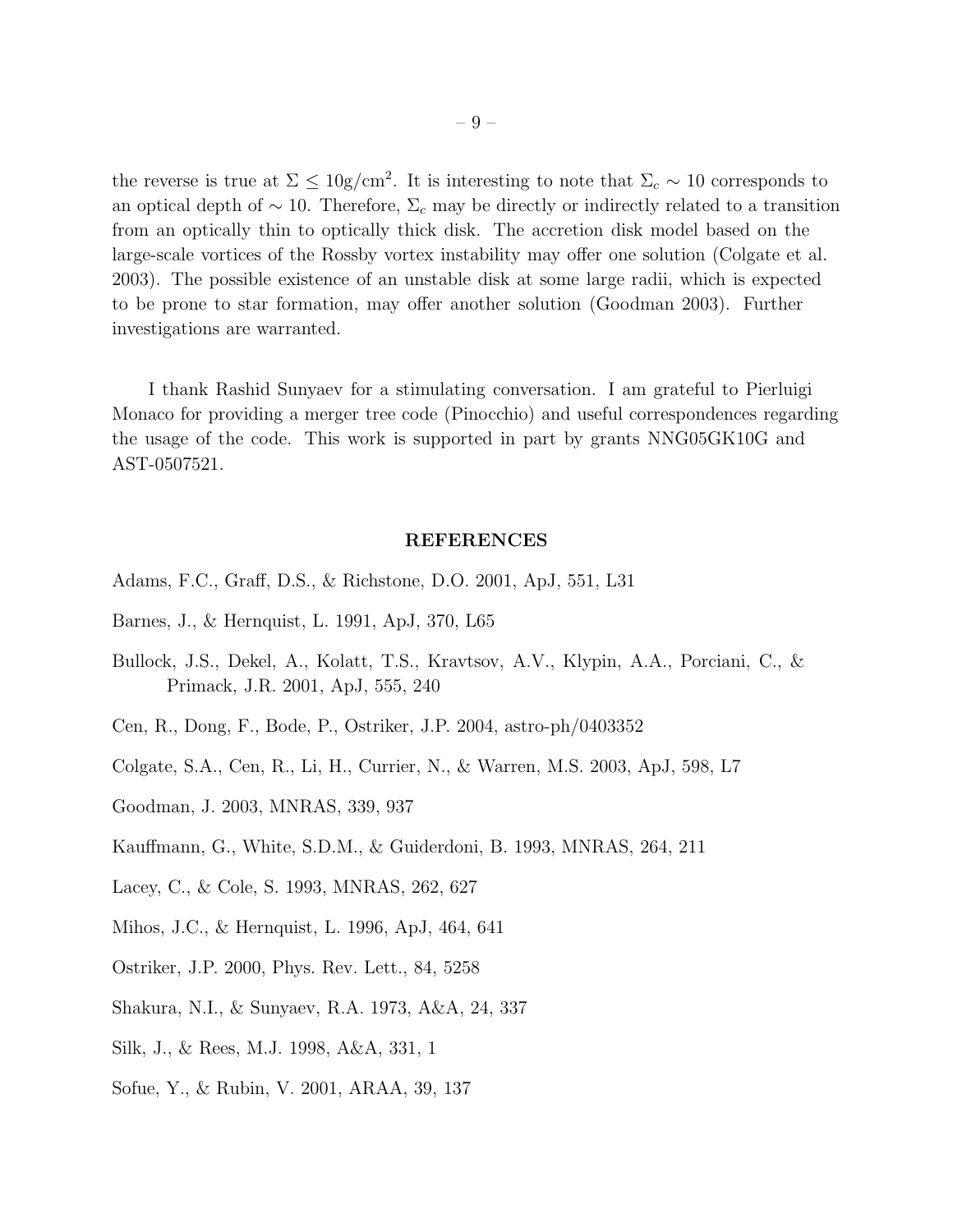the reverse is true at $\Sigma \leq 10\mathrm{g/cm}^2$. It is interesting to note that $\Sigma_c \sim 10$ corresponds to an optical depth of $\sim 10$. Therefore, $\Sigma_c$ may be directly or indirectly related to a transition from an optically thin to optically thick disk. The accretion disk model based on the large-scale vortices of the Rossby vortex instability may offer one solution (Colgate et al. 2003). The possible existence of an unstable disk at some large radii, which is expected to be prone to star formation, may offer another solution (Goodman 2003). Further investigations are warranted.

I thank Rashid Sunyaev for a stimulating conversation. I am grateful to Pierluigi Monaco for providing a merger tree code (Pinocchio) and useful correspondences regarding the usage of the code. This work is supported in part by grants NNG05GK10G and AST-0507521.

## REFERENCES

Adams, F.C., Graff, D.S., & Richstone, D.O. 2001, ApJ, 551, L31

Barnes, J., & Hernquist, L. 1991, ApJ, 370, L65

Bullock, J.S., Dekel, A., Kolatt, T.S., Kravtsov, A.V., Klypin, A.A., Porciani, C., & Primack, J.R. 2001, ApJ, 555, 240

Cen, R., Dong, F., Bode, P., Ostriker, J.P. 2004, astro-ph/0403352

Colgate, S.A., Cen, R., Li, H., Currier, N., & Warren, M.S. 2003, ApJ, 598, L7

Goodman, J. 2003, MNRAS, 339, 937

Kauffmann, G., White, S.D.M., & Guiderdoni, B. 1993, MNRAS, 264, 211

Lacey, C., & Cole, S. 1993, MNRAS, 262, 627

Mihos, J.C., & Hernquist, L. 1996, ApJ, 464, 641

Ostriker, J.P. 2000, Phys. Rev. Lett., 84, 5258

Shakura, N.I., & Sunyaev, R.A. 1973, A&A, 24, 337

Silk, J., & Rees, M.J. 1998, A&A, 331, 1

Sofue, Y., & Rubin, V. 2001, ARAA, 39, 137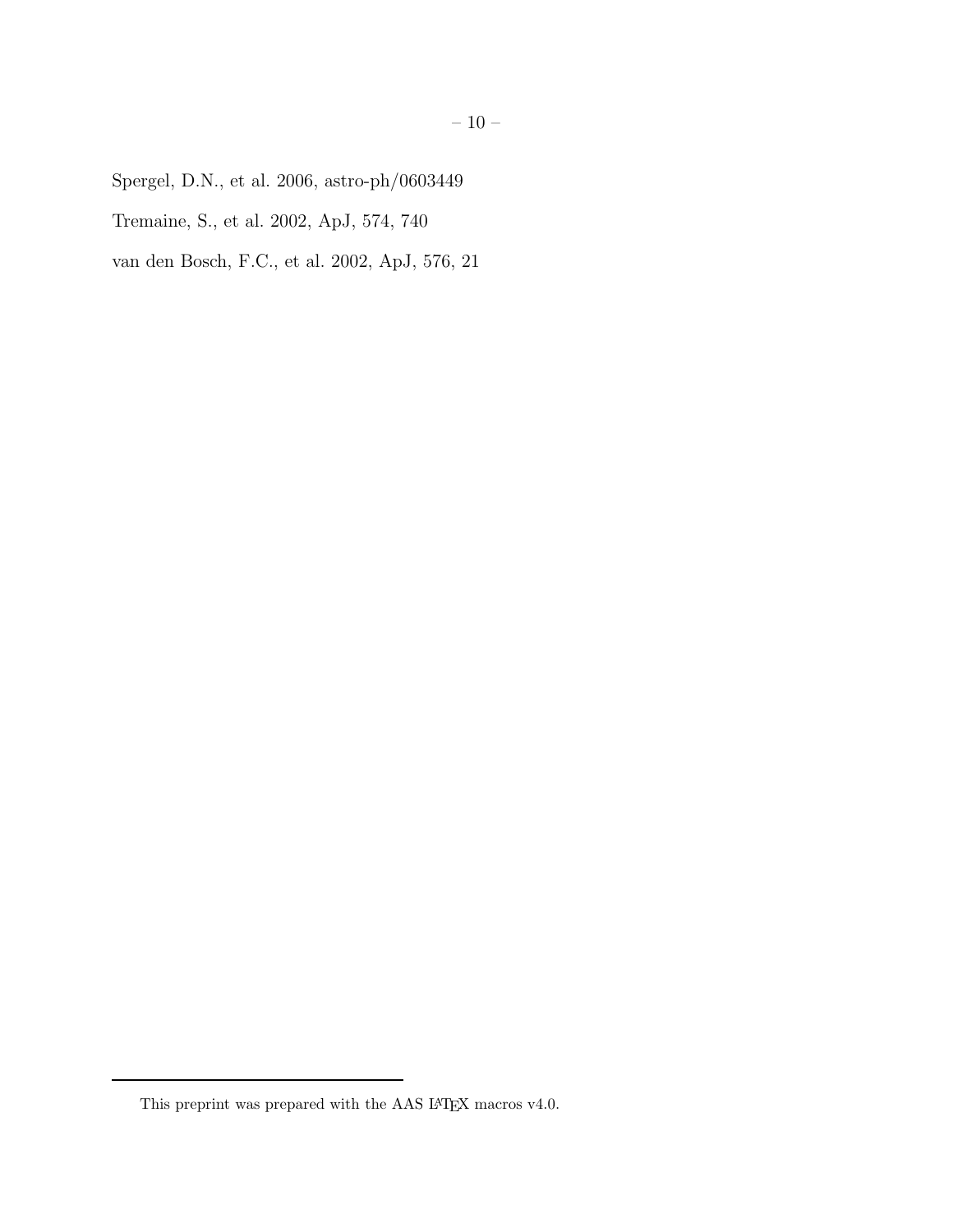Spergel, D.N., et al. 2006, astro-ph/0603449

Tremaine, S., et al. 2002, ApJ, 574, 740

van den Bosch, F.C., et al. 2002, ApJ, 576, 21

---

This preprint was prepared with the AAS LATEX macros v4.0.